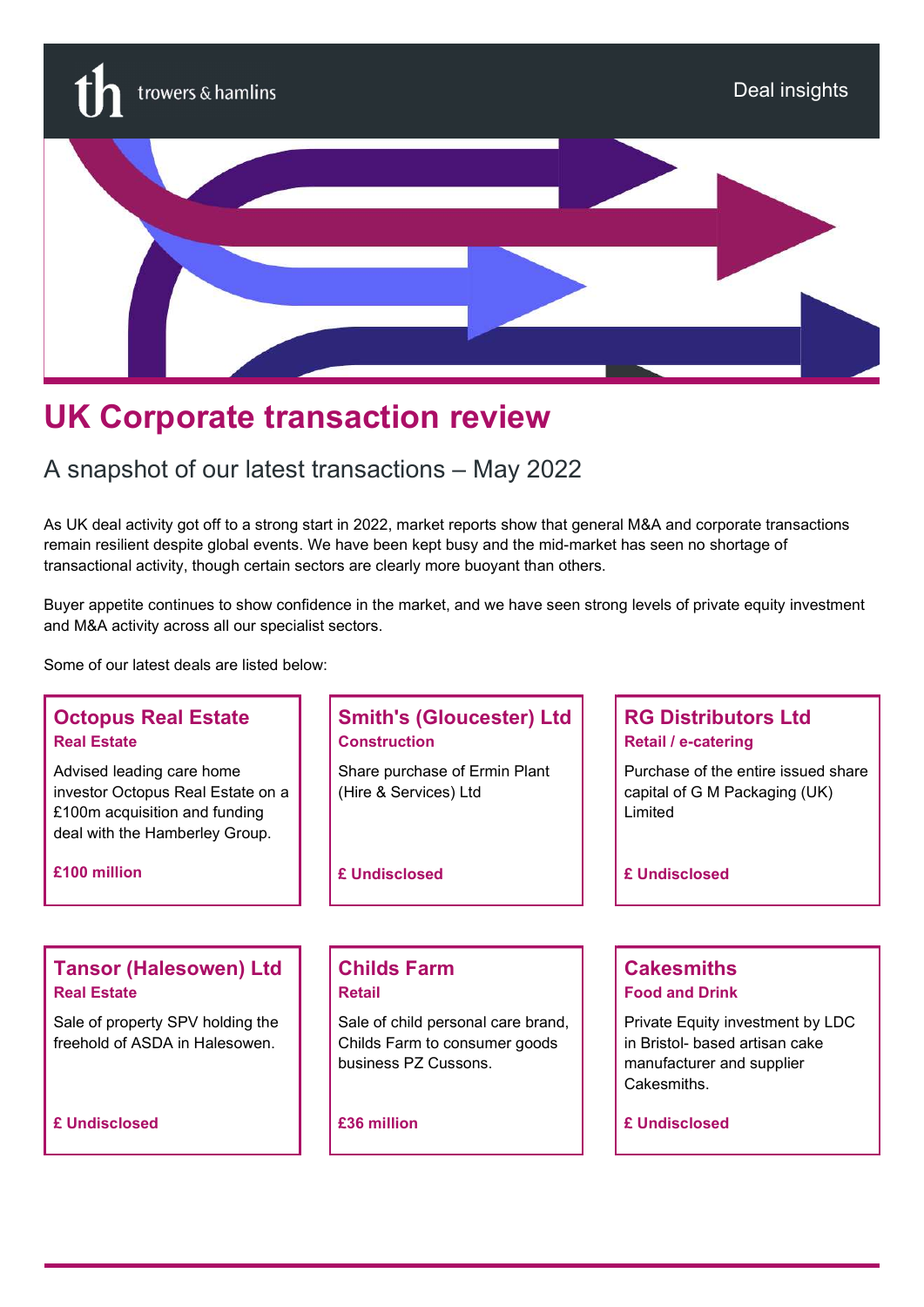trowers & hamlins

Deal insights

# UK Corporate transaction review

## A snapshot of our latest transactions – May 2022

As UK deal activity got off to a strong start in 2022, market reports show that general M&A and corporate transactions remain resilient despite global events. We have been kept busy and the mid-market has seen no shortage of transactional activity, though certain sectors are clearly more buoyant than others.

Buyer appetite continues to show confidence in the market, and we have seen strong levels of private equity investment and M&A activity across all our specialist sectors.

Some of our latest deals are listed below:

### Octopus Real Estate
**Real Estate**

Advised leading care home investor Octopus Real Estate on a £100m acquisition and funding deal with the Hamberley Group.

**£100 million**

### Smith's (Gloucester) Ltd
**Construction**

Share purchase of Ermin Plant (Hire & Services) Ltd

**£ Undisclosed**

### RG Distributors Ltd
**Retail / e-catering**

Purchase of the entire issued share capital of G M Packaging (UK) Limited

**£ Undisclosed**

### Tansor (Halesowen) Ltd
**Real Estate**

Sale of property SPV holding the freehold of ASDA in Halesowen.

**£ Undisclosed**

### Childs Farm
**Retail**

Sale of child personal care brand, Childs Farm to consumer goods business PZ Cussons.

**£36 million**

### Cakesmiths
**Food and Drink**

Private Equity investment by LDC in Bristol- based artisan cake manufacturer and supplier Cakesmiths.

**£ Undisclosed**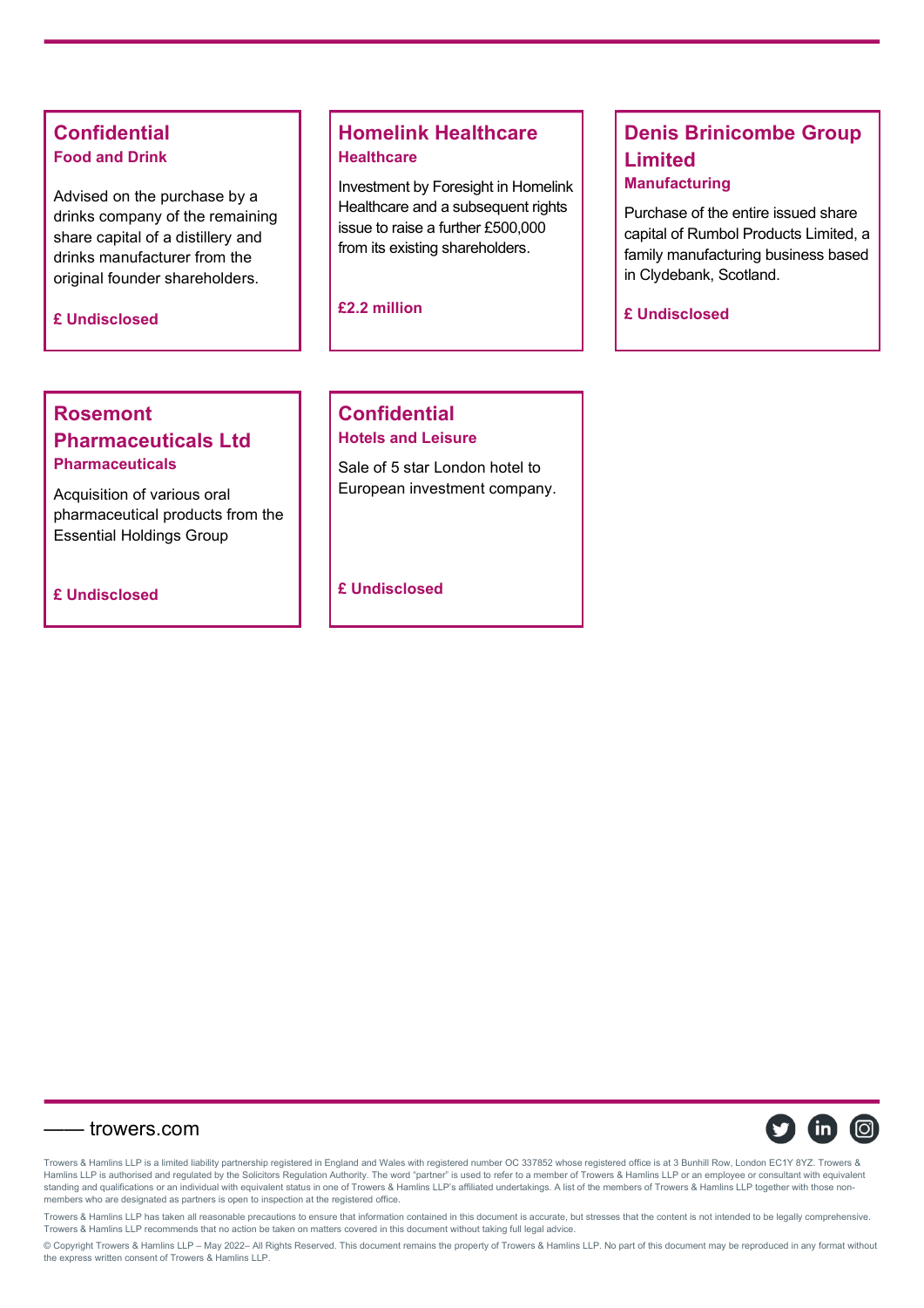## Confidential

**Food and Drink**

Advised on the purchase by a drinks company of the remaining share capital of a distillery and drinks manufacturer from the original founder shareholders.

**£ Undisclosed**

## Homelink Healthcare

**Healthcare**

Investment by Foresight in Homelink Healthcare and a subsequent rights issue to raise a further £500,000 from its existing shareholders.

**£2.2 million**

## Denis Brinicombe Group Limited

**Manufacturing**

Purchase of the entire issued share capital of Rumbol Products Limited, a family manufacturing business based in Clydebank, Scotland.

**£ Undisclosed**

## Rosemont Pharmaceuticals Ltd

**Pharmaceuticals**

Acquisition of various oral pharmaceutical products from the Essential Holdings Group

**£ Undisclosed**

## Confidential

**Hotels and Leisure**

Sale of 5 star London hotel to European investment company.

**£ Undisclosed**

—— trowers.com

Towers & Hamlins LLP is a limited liability partnership registered in England and Wales with registered number OC 337852 whose registered office is at 3 Bunhill Row, London EC1Y 8YZ. Trowers & Hamlins LLP is authorised and regulated by the Solicitors Regulation Authority. The word "partner" is used to refer to a member of Trowers & Hamlins LLP or an employee or consultant with equivalent standing and qualifications or an individual with equivalent status in one of Trowers & Hamlins LLP's affiliated undertakings. A list of the members of Trowers & Hamlins LLP together with those non-members who are designated as partners is open to inspection at the registered office.

Trowers & Hamlins LLP has taken all reasonable precautions to ensure that information contained in this document is accurate, but stresses that the content is not intended to be legally comprehensive. Trowers & Hamlins LLP recommends that no action be taken on matters covered in this document without taking full legal advice.

© Copyright Trowers & Hamlins LLP – May 2022– All Rights Reserved. This document remains the property of Trowers & Hamlins LLP. No part of this document may be reproduced in any format without the express written consent of Trowers & Hamlins LLP.